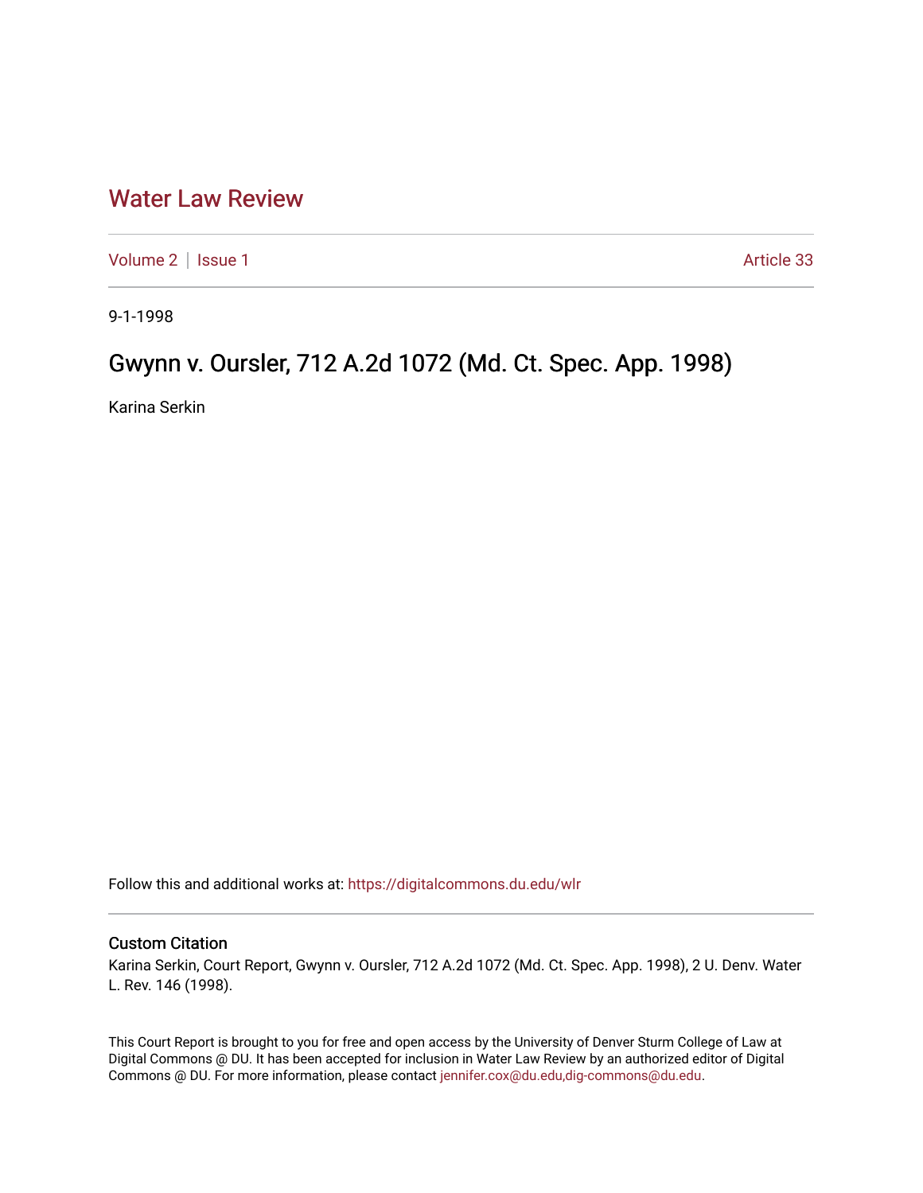# Water Law Review

Volume 2 | Issue 1 | Article 33

9-1-1998

## Gwynn v. Oursler, 712 A.2d 1072 (Md. Ct. Spec. App. 1998)

Karina Serkin

Follow this and additional works at: https://digitalcommons.du.edu/wlr

### Custom Citation

Karina Serkin, Court Report, Gwynn v. Oursler, 712 A.2d 1072 (Md. Ct. Spec. App. 1998), 2 U. Denv. Water L. Rev. 146 (1998).

This Court Report is brought to you for free and open access by the University of Denver Sturm College of Law at Digital Commons @ DU. It has been accepted for inclusion in Water Law Review by an authorized editor of Digital Commons @ DU. For more information, please contact jennifer.cox@du.edu,dig-commons@du.edu.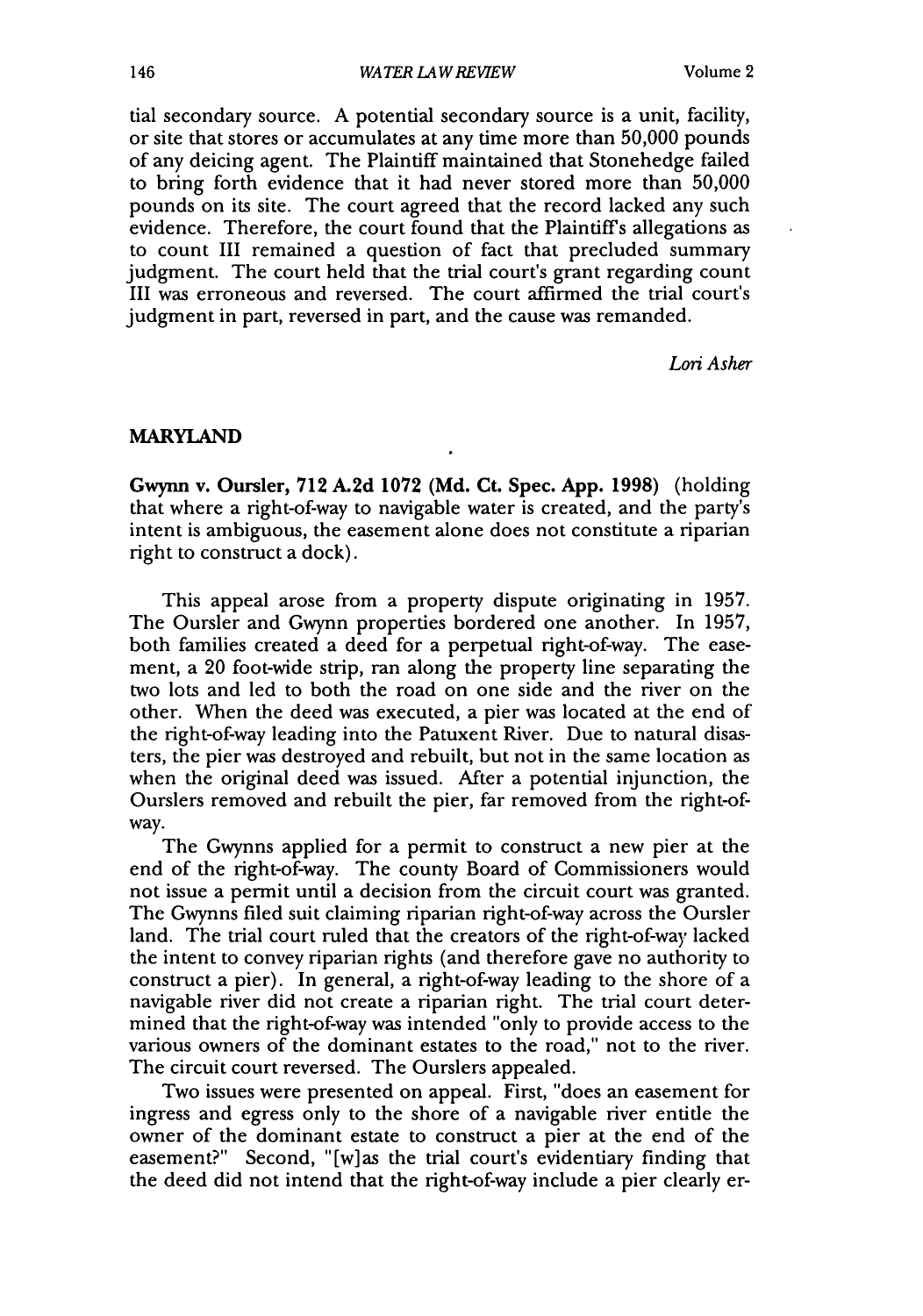tial secondary source. A potential secondary source is a unit, facility, or site that stores or accumulates at any time more than 50,000 pounds of any deicing agent. The Plaintiff maintained that Stonehedge failed to bring forth evidence that it had never stored more than 50,000 pounds on its site. The court agreed that the record lacked any such evidence. Therefore, the court found that the Plaintiff's allegations as to count III remained a question of fact that precluded summary judgment. The court held that the trial court's grant regarding count III was erroneous and reversed. The court affirmed the trial court's judgment in part, reversed in part, and the cause was remanded.

*Lori Asher*

## MARYLAND

**Gwynn v. Oursler, 712 A.2d 1072 (Md. Ct. Spec. App. 1998)** (holding that where a right-of-way to navigable water is created, and the party's intent is ambiguous, the easement alone does not constitute a riparian right to construct a dock).

This appeal arose from a property dispute originating in 1957. The Oursler and Gwynn properties bordered one another. In 1957, both families created a deed for a perpetual right-of-way. The easement, a 20 foot-wide strip, ran along the property line separating the two lots and led to both the road on one side and the river on the other. When the deed was executed, a pier was located at the end of the right-of-way leading into the Patuxent River. Due to natural disasters, the pier was destroyed and rebuilt, but not in the same location as when the original deed was issued. After a potential injunction, the Ourslers removed and rebuilt the pier, far removed from the right-of-way.

The Gwynns applied for a permit to construct a new pier at the end of the right-of-way. The county Board of Commissioners would not issue a permit until a decision from the circuit court was granted. The Gwynns filed suit claiming riparian right-of-way across the Oursler land. The trial court ruled that the creators of the right-of-way lacked the intent to convey riparian rights (and therefore gave no authority to construct a pier). In general, a right-of-way leading to the shore of a navigable river did not create a riparian right. The trial court determined that the right-of-way was intended "only to provide access to the various owners of the dominant estates to the road," not to the river. The circuit court reversed. The Ourslers appealed.

Two issues were presented on appeal. First, "does an easement for ingress and egress only to the shore of a navigable river entitle the owner of the dominant estate to construct a pier at the end of the easement?" Second, "[w]as the trial court's evidentiary finding that the deed did not intend that the right-of-way include a pier clearly er-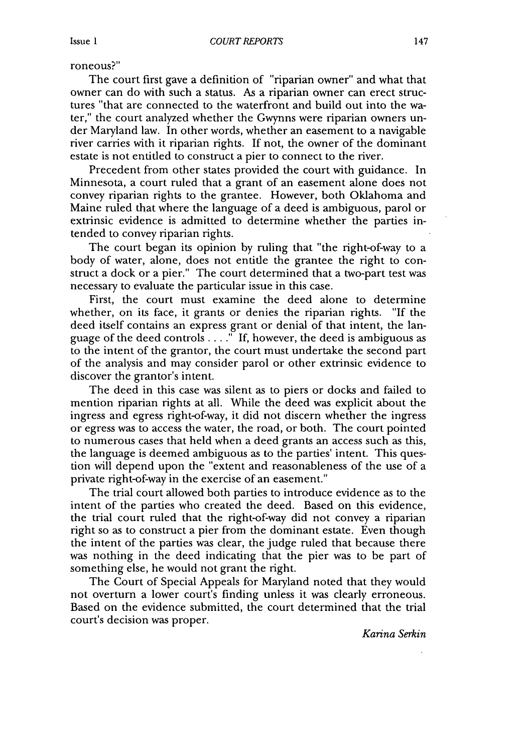roneous?"

The court first gave a definition of "riparian owner" and what that owner can do with such a status. As a riparian owner can erect structures "that are connected to the waterfront and build out into the water," the court analyzed whether the Gwynns were riparian owners under Maryland law. In other words, whether an easement to a navigable river carries with it riparian rights. If not, the owner of the dominant estate is not entitled to construct a pier to connect to the river.

Precedent from other states provided the court with guidance. In Minnesota, a court ruled that a grant of an easement alone does not convey riparian rights to the grantee. However, both Oklahoma and Maine ruled that where the language of a deed is ambiguous, parol or extrinsic evidence is admitted to determine whether the parties intended to convey riparian rights.

The court began its opinion by ruling that "the right-of-way to a body of water, alone, does not entitle the grantee the right to construct a dock or a pier." The court determined that a two-part test was necessary to evaluate the particular issue in this case.

First, the court must examine the deed alone to determine whether, on its face, it grants or denies the riparian rights. "If the deed itself contains an express grant or denial of that intent, the language of the deed controls . . . ." If, however, the deed is ambiguous as to the intent of the grantor, the court must undertake the second part of the analysis and may consider parol or other extrinsic evidence to discover the grantor's intent.

The deed in this case was silent as to piers or docks and failed to mention riparian rights at all. While the deed was explicit about the ingress and egress right-of-way, it did not discern whether the ingress or egress was to access the water, the road, or both. The court pointed to numerous cases that held when a deed grants an access such as this, the language is deemed ambiguous as to the parties' intent. This question will depend upon the "extent and reasonableness of the use of a private right-of-way in the exercise of an easement."

The trial court allowed both parties to introduce evidence as to the intent of the parties who created the deed. Based on this evidence, the trial court ruled that the right-of-way did not convey a riparian right so as to construct a pier from the dominant estate. Even though the intent of the parties was clear, the judge ruled that because there was nothing in the deed indicating that the pier was to be part of something else, he would not grant the right.

The Court of Special Appeals for Maryland noted that they would not overturn a lower court's finding unless it was clearly erroneous. Based on the evidence submitted, the court determined that the trial court's decision was proper.

*Karina Serkin*